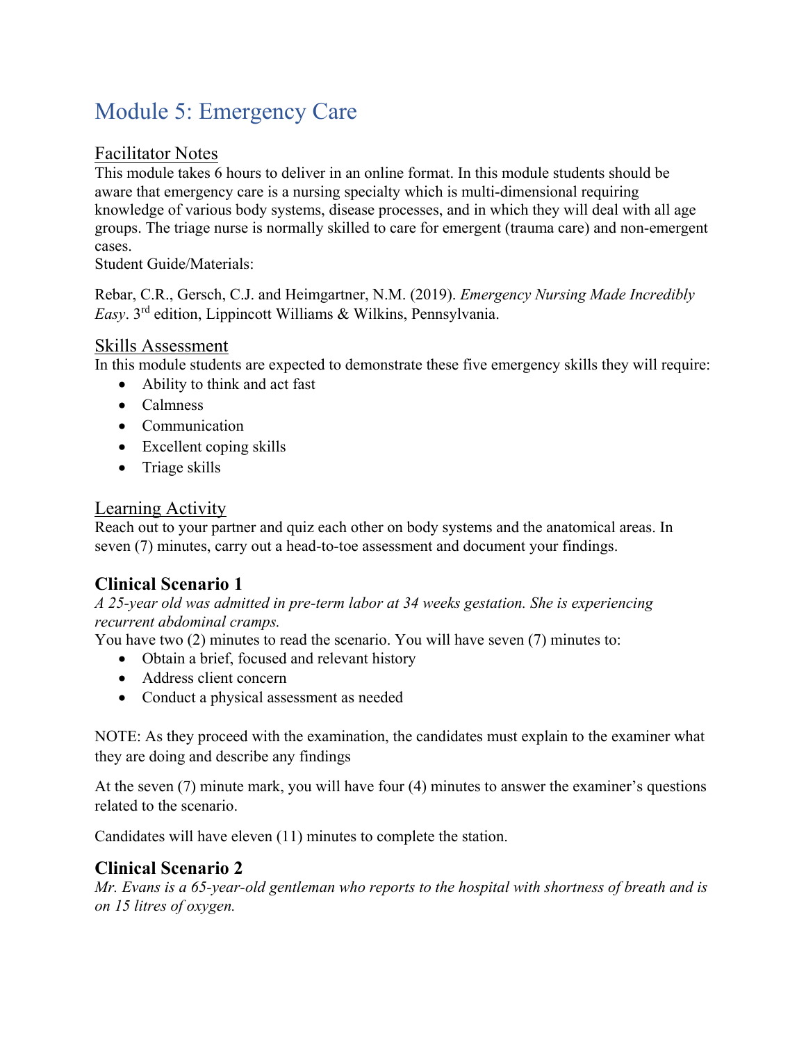# Module 5: Emergency Care

## Facilitator Notes

This module takes 6 hours to deliver in an online format. In this module students should be aware that emergency care is a nursing specialty which is multi-dimensional requiring knowledge of various body systems, disease processes, and in which they will deal with all age groups. The triage nurse is normally skilled to care for emergent (trauma care) and non-emergent cases.
Student Guide/Materials:

Rebar, C.R., Gersch, C.J. and Heimgartner, N.M. (2019). *Emergency Nursing Made Incredibly Easy*. 3rd edition, Lippincott Williams & Wilkins, Pennsylvania.

## Skills Assessment

In this module students are expected to demonstrate these five emergency skills they will require:

- Ability to think and act fast
- Calmness
- Communication
- Excellent coping skills
- Triage skills

## Learning Activity

Reach out to your partner and quiz each other on body systems and the anatomical areas. In seven (7) minutes, carry out a head-to-toe assessment and document your findings.

### Clinical Scenario 1

*A 25-year old was admitted in pre-term labor at 34 weeks gestation. She is experiencing recurrent abdominal cramps.*

You have two (2) minutes to read the scenario. You will have seven (7) minutes to:

- Obtain a brief, focused and relevant history
- Address client concern
- Conduct a physical assessment as needed

NOTE: As they proceed with the examination, the candidates must explain to the examiner what they are doing and describe any findings

At the seven (7) minute mark, you will have four (4) minutes to answer the examiner's questions related to the scenario.

Candidates will have eleven (11) minutes to complete the station.

### Clinical Scenario 2

*Mr. Evans is a 65-year-old gentleman who reports to the hospital with shortness of breath and is on 15 litres of oxygen.*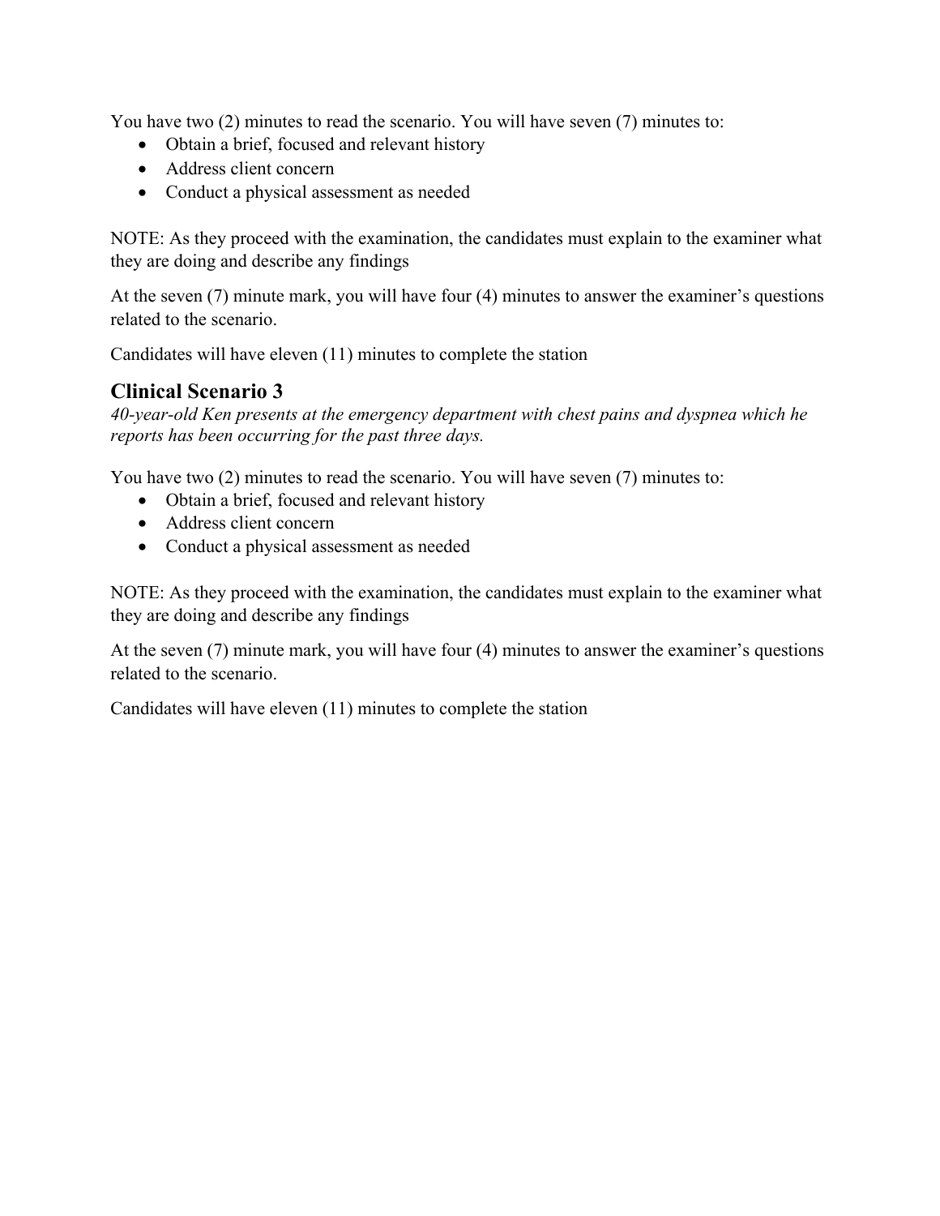You have two (2) minutes to read the scenario. You will have seven (7) minutes to:

- Obtain a brief, focused and relevant history
- Address client concern
- Conduct a physical assessment as needed

NOTE: As they proceed with the examination, the candidates must explain to the examiner what they are doing and describe any findings

At the seven (7) minute mark, you will have four (4) minutes to answer the examiner's questions related to the scenario.

Candidates will have eleven (11) minutes to complete the station

## Clinical Scenario 3

*40-year-old Ken presents at the emergency department with chest pains and dyspnea which he reports has been occurring for the past three days.*

You have two (2) minutes to read the scenario. You will have seven (7) minutes to:

- Obtain a brief, focused and relevant history
- Address client concern
- Conduct a physical assessment as needed

NOTE: As they proceed with the examination, the candidates must explain to the examiner what they are doing and describe any findings

At the seven (7) minute mark, you will have four (4) minutes to answer the examiner's questions related to the scenario.

Candidates will have eleven (11) minutes to complete the station